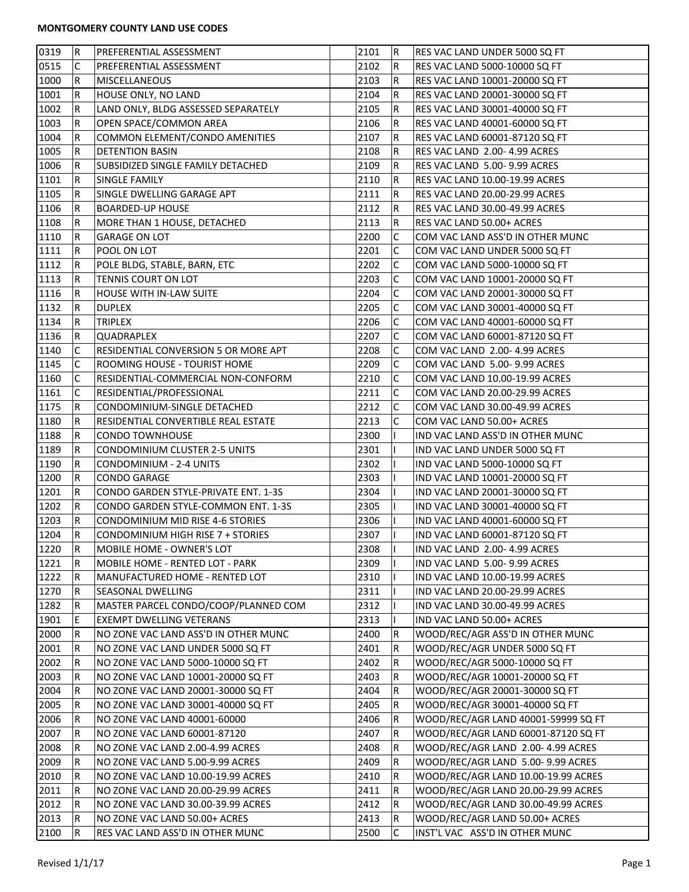## MONTGOMERY COUNTY LAND USE CODES

| | | | | | | |
|---|---|---|---|---|---|---|
| 0319 | R | PREFERENTIAL ASSESSMENT | | 2101 | R | RES VAC LAND UNDER 5000 SQ FT |
| 0515 | C | PREFERENTIAL ASSESSMENT | | 2102 | R | RES VAC LAND 5000-10000 SQ FT |
| 1000 | R | MISCELLANEOUS | | 2103 | R | RES VAC LAND 10001-20000 SQ FT |
| 1001 | R | HOUSE ONLY, NO LAND | | 2104 | R | RES VAC LAND 20001-30000 SQ FT |
| 1002 | R | LAND ONLY, BLDG ASSESSED SEPARATELY | | 2105 | R | RES VAC LAND 30001-40000 SQ FT |
| 1003 | R | OPEN SPACE/COMMON AREA | | 2106 | R | RES VAC LAND 40001-60000 SQ FT |
| 1004 | R | COMMON ELEMENT/CONDO AMENITIES | | 2107 | R | RES VAC LAND 60001-87120 SQ FT |
| 1005 | R | DETENTION BASIN | | 2108 | R | RES VAC LAND 2.00- 4.99 ACRES |
| 1006 | R | SUBSIDIZED SINGLE FAMILY DETACHED | | 2109 | R | RES VAC LAND 5.00- 9.99 ACRES |
| 1101 | R | SINGLE FAMILY | | 2110 | R | RES VAC LAND 10.00-19.99 ACRES |
| 1105 | R | SINGLE DWELLING GARAGE APT | | 2111 | R | RES VAC LAND 20.00-29.99 ACRES |
| 1106 | R | BOARDED-UP HOUSE | | 2112 | R | RES VAC LAND 30.00-49.99 ACRES |
| 1108 | R | MORE THAN 1 HOUSE, DETACHED | | 2113 | R | RES VAC LAND 50.00+ ACRES |
| 1110 | R | GARAGE ON LOT | | 2200 | C | COM VAC LAND ASS'D IN OTHER MUNC |
| 1111 | R | POOL ON LOT | | 2201 | C | COM VAC LAND UNDER 5000 SQ FT |
| 1112 | R | POLE BLDG, STABLE, BARN, ETC | | 2202 | C | COM VAC LAND 5000-10000 SQ FT |
| 1113 | R | TENNIS COURT ON LOT | | 2203 | C | COM VAC LAND 10001-20000 SQ FT |
| 1116 | R | HOUSE WITH IN-LAW SUITE | | 2204 | C | COM VAC LAND 20001-30000 SQ FT |
| 1132 | R | DUPLEX | | 2205 | C | COM VAC LAND 30001-40000 SQ FT |
| 1134 | R | TRIPLEX | | 2206 | C | COM VAC LAND 40001-60000 SQ FT |
| 1136 | R | QUADRAPLEX | | 2207 | C | COM VAC LAND 60001-87120 SQ FT |
| 1140 | C | RESIDENTIAL CONVERSION 5 OR MORE APT | | 2208 | C | COM VAC LAND 2.00- 4.99 ACRES |
| 1145 | C | ROOMING HOUSE - TOURIST HOME | | 2209 | C | COM VAC LAND 5.00- 9.99 ACRES |
| 1160 | C | RESIDENTIAL-COMMERCIAL NON-CONFORM | | 2210 | C | COM VAC LAND 10.00-19.99 ACRES |
| 1161 | C | RESIDENTIAL/PROFESSIONAL | | 2211 | C | COM VAC LAND 20.00-29.99 ACRES |
| 1175 | R | CONDOMINIUM-SINGLE DETACHED | | 2212 | C | COM VAC LAND 30.00-49.99 ACRES |
| 1180 | R | RESIDENTIAL CONVERTIBLE REAL ESTATE | | 2213 | C | COM VAC LAND 50.00+ ACRES |
| 1188 | R | CONDO TOWNHOUSE | | 2300 | I | IND VAC LAND ASS'D IN OTHER MUNC |
| 1189 | R | CONDOMINIUM CLUSTER 2-5 UNITS | | 2301 | I | IND VAC LAND UNDER 5000 SQ FT |
| 1190 | R | CONDOMINIUM - 2-4 UNITS | | 2302 | I | IND VAC LAND 5000-10000 SQ FT |
| 1200 | R | CONDO GARAGE | | 2303 | I | IND VAC LAND 10001-20000 SQ FT |
| 1201 | R | CONDO GARDEN STYLE-PRIVATE ENT. 1-3S | | 2304 | I | IND VAC LAND 20001-30000 SQ FT |
| 1202 | R | CONDO GARDEN STYLE-COMMON ENT. 1-3S | | 2305 | I | IND VAC LAND 30001-40000 SQ FT |
| 1203 | R | CONDOMINIUM MID RISE 4-6 STORIES | | 2306 | I | IND VAC LAND 40001-60000 SQ FT |
| 1204 | R | CONDOMINIUM HIGH RISE 7 + STORIES | | 2307 | I | IND VAC LAND 60001-87120 SQ FT |
| 1220 | R | MOBILE HOME - OWNER'S LOT | | 2308 | I | IND VAC LAND 2.00- 4.99 ACRES |
| 1221 | R | MOBILE HOME - RENTED LOT - PARK | | 2309 | I | IND VAC LAND 5.00- 9.99 ACRES |
| 1222 | R | MANUFACTURED HOME - RENTED LOT | | 2310 | I | IND VAC LAND 10.00-19.99 ACRES |
| 1270 | R | SEASONAL DWELLING | | 2311 | I | IND VAC LAND 20.00-29.99 ACRES |
| 1282 | R | MASTER PARCEL CONDO/COOP/PLANNED COM | | 2312 | I | IND VAC LAND 30.00-49.99 ACRES |
| 1901 | E | EXEMPT DWELLING VETERANS | | 2313 | I | IND VAC LAND 50.00+ ACRES |
| 2000 | R | NO ZONE VAC LAND ASS'D IN OTHER MUNC | | 2400 | R | WOOD/REC/AGR ASS'D IN OTHER MUNC |
| 2001 | R | NO ZONE VAC LAND UNDER 5000 SQ FT | | 2401 | R | WOOD/REC/AGR UNDER 5000 SQ FT |
| 2002 | R | NO ZONE VAC LAND 5000-10000 SQ FT | | 2402 | R | WOOD/REC/AGR 5000-10000 SQ FT |
| 2003 | R | NO ZONE VAC LAND 10001-20000 SQ FT | | 2403 | R | WOOD/REC/AGR 10001-20000 SQ FT |
| 2004 | R | NO ZONE VAC LAND 20001-30000 SQ FT | | 2404 | R | WOOD/REC/AGR 20001-30000 SQ FT |
| 2005 | R | NO ZONE VAC LAND 30001-40000 SQ FT | | 2405 | R | WOOD/REC/AGR 30001-40000 SQ FT |
| 2006 | R | NO ZONE VAC LAND 40001-60000 | | 2406 | R | WOOD/REC/AGR LAND 40001-59999 SQ FT |
| 2007 | R | NO ZONE VAC LAND 60001-87120 | | 2407 | R | WOOD/REC/AGR LAND 60001-87120 SQ FT |
| 2008 | R | NO ZONE VAC LAND 2.00-4.99 ACRES | | 2408 | R | WOOD/REC/AGR LAND 2.00- 4.99 ACRES |
| 2009 | R | NO ZONE VAC LAND 5.00-9.99 ACRES | | 2409 | R | WOOD/REC/AGR LAND 5.00- 9.99 ACRES |
| 2010 | R | NO ZONE VAC LAND 10.00-19.99 ACRES | | 2410 | R | WOOD/REC/AGR LAND 10.00-19.99 ACRES |
| 2011 | R | NO ZONE VAC LAND 20.00-29.99 ACRES | | 2411 | R | WOOD/REC/AGR LAND 20.00-29.99 ACRES |
| 2012 | R | NO ZONE VAC LAND 30.00-39.99 ACRES | | 2412 | R | WOOD/REC/AGR LAND 30.00-49.99 ACRES |
| 2013 | R | NO ZONE VAC LAND 50.00+ ACRES | | 2413 | R | WOOD/REC/AGR LAND 50.00+ ACRES |
| 2100 | R | RES VAC LAND ASS'D IN OTHER MUNC | | 2500 | C | INST'L VAC ASS'D IN OTHER MUNC |

Revised 1/1/17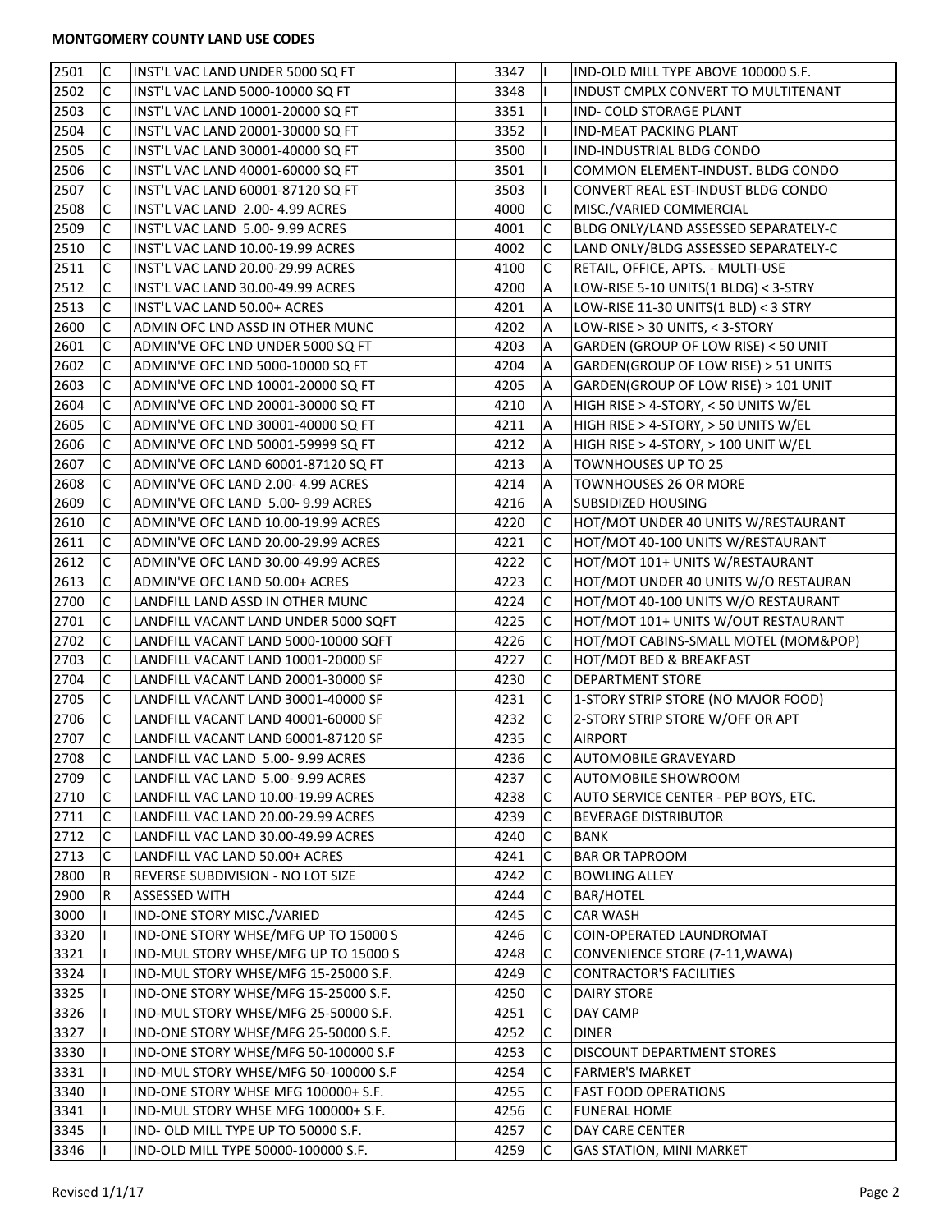## MONTGOMERY COUNTY LAND USE CODES

| | | | | | | |
|---|---|---|---|---|---|---|
| 2501 | C | INST'L VAC LAND UNDER 5000 SQ FT | | 3347 | I | IND-OLD MILL TYPE ABOVE 100000 S.F. |
| 2502 | C | INST'L VAC LAND 5000-10000 SQ FT | | 3348 | I | INDUST CMPLX CONVERT TO MULTITENANT |
| 2503 | C | INST'L VAC LAND 10001-20000 SQ FT | | 3351 | I | IND- COLD STORAGE PLANT |
| 2504 | C | INST'L VAC LAND 20001-30000 SQ FT | | 3352 | I | IND-MEAT PACKING PLANT |
| 2505 | C | INST'L VAC LAND 30001-40000 SQ FT | | 3500 | I | IND-INDUSTRIAL BLDG CONDO |
| 2506 | C | INST'L VAC LAND 40001-60000 SQ FT | | 3501 | I | COMMON ELEMENT-INDUST. BLDG CONDO |
| 2507 | C | INST'L VAC LAND 60001-87120 SQ FT | | 3503 | I | CONVERT REAL EST-INDUST BLDG CONDO |
| 2508 | C | INST'L VAC LAND 2.00- 4.99 ACRES | | 4000 | C | MISC./VARIED COMMERCIAL |
| 2509 | C | INST'L VAC LAND 5.00- 9.99 ACRES | | 4001 | C | BLDG ONLY/LAND ASSESSED SEPARATELY-C |
| 2510 | C | INST'L VAC LAND 10.00-19.99 ACRES | | 4002 | C | LAND ONLY/BLDG ASSESSED SEPARATELY-C |
| 2511 | C | INST'L VAC LAND 20.00-29.99 ACRES | | 4100 | C | RETAIL, OFFICE, APTS. - MULTI-USE |
| 2512 | C | INST'L VAC LAND 30.00-49.99 ACRES | | 4200 | A | LOW-RISE 5-10 UNITS(1 BLDG) < 3-STRY |
| 2513 | C | INST'L VAC LAND 50.00+ ACRES | | 4201 | A | LOW-RISE 11-30 UNITS(1 BLD) < 3 STRY |
| 2600 | C | ADMIN OFC LND ASSD IN OTHER MUNC | | 4202 | A | LOW-RISE > 30 UNITS, < 3-STORY |
| 2601 | C | ADMIN'VE OFC LND UNDER 5000 SQ FT | | 4203 | A | GARDEN (GROUP OF LOW RISE) < 50 UNIT |
| 2602 | C | ADMIN'VE OFC LND 5000-10000 SQ FT | | 4204 | A | GARDEN(GROUP OF LOW RISE) > 51 UNITS |
| 2603 | C | ADMIN'VE OFC LND 10001-20000 SQ FT | | 4205 | A | GARDEN(GROUP OF LOW RISE) > 101 UNIT |
| 2604 | C | ADMIN'VE OFC LND 20001-30000 SQ FT | | 4210 | A | HIGH RISE > 4-STORY, < 50 UNITS W/EL |
| 2605 | C | ADMIN'VE OFC LND 30001-40000 SQ FT | | 4211 | A | HIGH RISE > 4-STORY, > 50 UNITS W/EL |
| 2606 | C | ADMIN'VE OFC LND 50001-59999 SQ FT | | 4212 | A | HIGH RISE > 4-STORY, > 100 UNIT W/EL |
| 2607 | C | ADMIN'VE OFC LAND 60001-87120 SQ FT | | 4213 | A | TOWNHOUSES UP TO 25 |
| 2608 | C | ADMIN'VE OFC LAND 2.00- 4.99 ACRES | | 4214 | A | TOWNHOUSES 26 OR MORE |
| 2609 | C | ADMIN'VE OFC LAND 5.00- 9.99 ACRES | | 4216 | A | SUBSIDIZED HOUSING |
| 2610 | C | ADMIN'VE OFC LAND 10.00-19.99 ACRES | | 4220 | C | HOT/MOT UNDER 40 UNITS W/RESTAURANT |
| 2611 | C | ADMIN'VE OFC LAND 20.00-29.99 ACRES | | 4221 | C | HOT/MOT 40-100 UNITS W/RESTAURANT |
| 2612 | C | ADMIN'VE OFC LAND 30.00-49.99 ACRES | | 4222 | C | HOT/MOT 101+ UNITS W/RESTAURANT |
| 2613 | C | ADMIN'VE OFC LAND 50.00+ ACRES | | 4223 | C | HOT/MOT UNDER 40 UNITS W/O RESTAURAN |
| 2700 | C | LANDFILL LAND ASSD IN OTHER MUNC | | 4224 | C | HOT/MOT 40-100 UNITS W/O RESTAURANT |
| 2701 | C | LANDFILL VACANT LAND UNDER 5000 SQFT | | 4225 | C | HOT/MOT 101+ UNITS W/OUT RESTAURANT |
| 2702 | C | LANDFILL VACANT LAND 5000-10000 SQFT | | 4226 | C | HOT/MOT CABINS-SMALL MOTEL (MOM&POP) |
| 2703 | C | LANDFILL VACANT LAND 10001-20000 SF | | 4227 | C | HOT/MOT BED & BREAKFAST |
| 2704 | C | LANDFILL VACANT LAND 20001-30000 SF | | 4230 | C | DEPARTMENT STORE |
| 2705 | C | LANDFILL VACANT LAND 30001-40000 SF | | 4231 | C | 1-STORY STRIP STORE (NO MAJOR FOOD) |
| 2706 | C | LANDFILL VACANT LAND 40001-60000 SF | | 4232 | C | 2-STORY STRIP STORE W/OFF OR APT |
| 2707 | C | LANDFILL VACANT LAND 60001-87120 SF | | 4235 | C | AIRPORT |
| 2708 | C | LANDFILL VAC LAND 5.00- 9.99 ACRES | | 4236 | C | AUTOMOBILE GRAVEYARD |
| 2709 | C | LANDFILL VAC LAND 5.00- 9.99 ACRES | | 4237 | C | AUTOMOBILE SHOWROOM |
| 2710 | C | LANDFILL VAC LAND 10.00-19.99 ACRES | | 4238 | C | AUTO SERVICE CENTER - PEP BOYS, ETC. |
| 2711 | C | LANDFILL VAC LAND 20.00-29.99 ACRES | | 4239 | C | BEVERAGE DISTRIBUTOR |
| 2712 | C | LANDFILL VAC LAND 30.00-49.99 ACRES | | 4240 | C | BANK |
| 2713 | C | LANDFILL VAC LAND 50.00+ ACRES | | 4241 | C | BAR OR TAPROOM |
| 2800 | R | REVERSE SUBDIVISION - NO LOT SIZE | | 4242 | C | BOWLING ALLEY |
| 2900 | R | ASSESSED WITH | | 4244 | C | BAR/HOTEL |
| 3000 | I | IND-ONE STORY MISC./VARIED | | 4245 | C | CAR WASH |
| 3320 | I | IND-ONE STORY WHSE/MFG UP TO 15000 S | | 4246 | C | COIN-OPERATED LAUNDROMAT |
| 3321 | I | IND-MUL STORY WHSE/MFG UP TO 15000 S | | 4248 | C | CONVENIENCE STORE (7-11,WAWA) |
| 3324 | I | IND-MUL STORY WHSE/MFG 15-25000 S.F. | | 4249 | C | CONTRACTOR'S FACILITIES |
| 3325 | I | IND-ONE STORY WHSE/MFG 15-25000 S.F. | | 4250 | C | DAIRY STORE |
| 3326 | I | IND-MUL STORY WHSE/MFG 25-50000 S.F. | | 4251 | C | DAY CAMP |
| 3327 | I | IND-ONE STORY WHSE/MFG 25-50000 S.F. | | 4252 | C | DINER |
| 3330 | I | IND-ONE STORY WHSE/MFG 50-100000 S.F | | 4253 | C | DISCOUNT DEPARTMENT STORES |
| 3331 | I | IND-MUL STORY WHSE/MFG 50-100000 S.F | | 4254 | C | FARMER'S MARKET |
| 3340 | I | IND-ONE STORY WHSE MFG 100000+ S.F. | | 4255 | C | FAST FOOD OPERATIONS |
| 3341 | I | IND-MUL STORY WHSE MFG 100000+ S.F. | | 4256 | C | FUNERAL HOME |
| 3345 | I | IND- OLD MILL TYPE UP TO 50000 S.F. | | 4257 | C | DAY CARE CENTER |
| 3346 | I | IND-OLD MILL TYPE 50000-100000 S.F. | | 4259 | C | GAS STATION, MINI MARKET |

Revised 1/1/17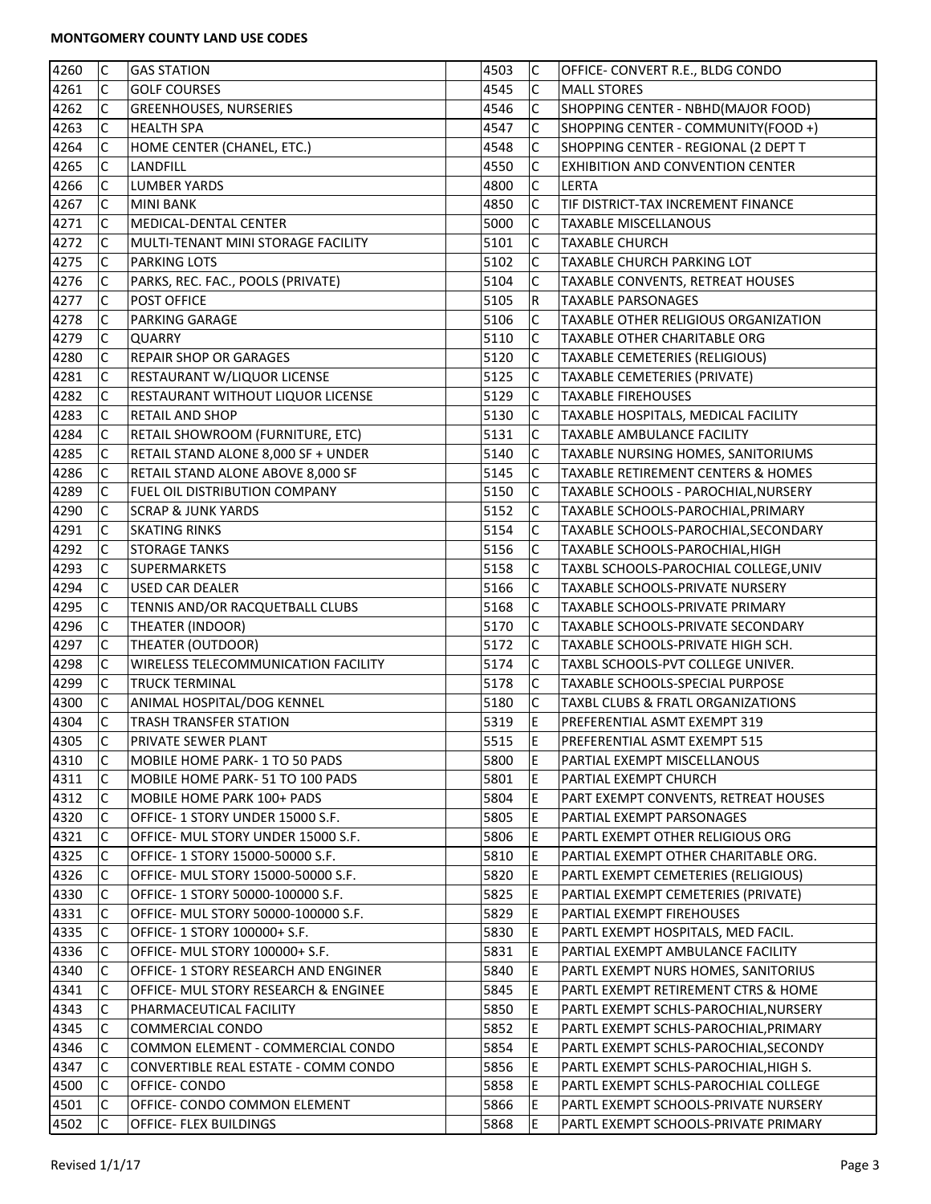**MONTGOMERY COUNTY LAND USE CODES**

| | | | | | | |
|---|---|---|---|---|---|---|
| 4260 | C | GAS STATION | | 4503 | C | OFFICE- CONVERT R.E., BLDG CONDO |
| 4261 | C | GOLF COURSES | | 4545 | C | MALL STORES |
| 4262 | C | GREENHOUSES, NURSERIES | | 4546 | C | SHOPPING CENTER - NBHD(MAJOR FOOD) |
| 4263 | C | HEALTH SPA | | 4547 | C | SHOPPING CENTER - COMMUNITY(FOOD +) |
| 4264 | C | HOME CENTER (CHANEL, ETC.) | | 4548 | C | SHOPPING CENTER - REGIONAL (2 DEPT T |
| 4265 | C | LANDFILL | | 4550 | C | EXHIBITION AND CONVENTION CENTER |
| 4266 | C | LUMBER YARDS | | 4800 | C | LERTA |
| 4267 | C | MINI BANK | | 4850 | C | TIF DISTRICT-TAX INCREMENT FINANCE |
| 4271 | C | MEDICAL-DENTAL CENTER | | 5000 | C | TAXABLE MISCELLANOUS |
| 4272 | C | MULTI-TENANT MINI STORAGE FACILITY | | 5101 | C | TAXABLE CHURCH |
| 4275 | C | PARKING LOTS | | 5102 | C | TAXABLE CHURCH PARKING LOT |
| 4276 | C | PARKS, REC. FAC., POOLS (PRIVATE) | | 5104 | C | TAXABLE CONVENTS, RETREAT HOUSES |
| 4277 | C | POST OFFICE | | 5105 | R | TAXABLE PARSONAGES |
| 4278 | C | PARKING GARAGE | | 5106 | C | TAXABLE OTHER RELIGIOUS ORGANIZATION |
| 4279 | C | QUARRY | | 5110 | C | TAXABLE OTHER CHARITABLE ORG |
| 4280 | C | REPAIR SHOP OR GARAGES | | 5120 | C | TAXABLE CEMETERIES (RELIGIOUS) |
| 4281 | C | RESTAURANT W/LIQUOR LICENSE | | 5125 | C | TAXABLE CEMETERIES (PRIVATE) |
| 4282 | C | RESTAURANT WITHOUT LIQUOR LICENSE | | 5129 | C | TAXABLE FIREHOUSES |
| 4283 | C | RETAIL AND SHOP | | 5130 | C | TAXABLE HOSPITALS, MEDICAL FACILITY |
| 4284 | C | RETAIL SHOWROOM (FURNITURE, ETC) | | 5131 | C | TAXABLE AMBULANCE FACILITY |
| 4285 | C | RETAIL STAND ALONE 8,000 SF + UNDER | | 5140 | C | TAXABLE NURSING HOMES, SANITORIUMS |
| 4286 | C | RETAIL STAND ALONE ABOVE 8,000 SF | | 5145 | C | TAXABLE RETIREMENT CENTERS & HOMES |
| 4289 | C | FUEL OIL DISTRIBUTION COMPANY | | 5150 | C | TAXABLE SCHOOLS - PAROCHIAL,NURSERY |
| 4290 | C | SCRAP & JUNK YARDS | | 5152 | C | TAXABLE SCHOOLS-PAROCHIAL,PRIMARY |
| 4291 | C | SKATING RINKS | | 5154 | C | TAXABLE SCHOOLS-PAROCHIAL,SECONDARY |
| 4292 | C | STORAGE TANKS | | 5156 | C | TAXABLE SCHOOLS-PAROCHIAL,HIGH |
| 4293 | C | SUPERMARKETS | | 5158 | C | TAXBL SCHOOLS-PAROCHIAL COLLEGE,UNIV |
| 4294 | C | USED CAR DEALER | | 5166 | C | TAXABLE SCHOOLS-PRIVATE NURSERY |
| 4295 | C | TENNIS AND/OR RACQUETBALL CLUBS | | 5168 | C | TAXABLE SCHOOLS-PRIVATE PRIMARY |
| 4296 | C | THEATER (INDOOR) | | 5170 | C | TAXABLE SCHOOLS-PRIVATE SECONDARY |
| 4297 | C | THEATER (OUTDOOR) | | 5172 | C | TAXABLE SCHOOLS-PRIVATE HIGH SCH. |
| 4298 | C | WIRELESS TELECOMMUNICATION FACILITY | | 5174 | C | TAXBL SCHOOLS-PVT COLLEGE UNIVER. |
| 4299 | C | TRUCK TERMINAL | | 5178 | C | TAXABLE SCHOOLS-SPECIAL PURPOSE |
| 4300 | C | ANIMAL HOSPITAL/DOG KENNEL | | 5180 | C | TAXBL CLUBS & FRATL ORGANIZATIONS |
| 4304 | C | TRASH TRANSFER STATION | | 5319 | E | PREFERENTIAL ASMT EXEMPT 319 |
| 4305 | C | PRIVATE SEWER PLANT | | 5515 | E | PREFERENTIAL ASMT EXEMPT 515 |
| 4310 | C | MOBILE HOME PARK- 1 TO 50 PADS | | 5800 | E | PARTIAL EXEMPT MISCELLANOUS |
| 4311 | C | MOBILE HOME PARK- 51 TO 100 PADS | | 5801 | E | PARTIAL EXEMPT CHURCH |
| 4312 | C | MOBILE HOME PARK 100+ PADS | | 5804 | E | PART EXEMPT CONVENTS, RETREAT HOUSES |
| 4320 | C | OFFICE- 1 STORY UNDER 15000 S.F. | | 5805 | E | PARTIAL EXEMPT PARSONAGES |
| 4321 | C | OFFICE- MUL STORY UNDER 15000 S.F. | | 5806 | E | PARTL EXEMPT OTHER RELIGIOUS ORG |
| 4325 | C | OFFICE- 1 STORY 15000-50000 S.F. | | 5810 | E | PARTIAL EXEMPT OTHER CHARITABLE ORG. |
| 4326 | C | OFFICE- MUL STORY 15000-50000 S.F. | | 5820 | E | PARTL EXEMPT CEMETERIES (RELIGIOUS) |
| 4330 | C | OFFICE- 1 STORY 50000-100000 S.F. | | 5825 | E | PARTIAL EXEMPT CEMETERIES (PRIVATE) |
| 4331 | C | OFFICE- MUL STORY 50000-100000 S.F. | | 5829 | E | PARTIAL EXEMPT FIREHOUSES |
| 4335 | C | OFFICE- 1 STORY 100000+ S.F. | | 5830 | E | PARTL EXEMPT HOSPITALS, MED FACIL. |
| 4336 | C | OFFICE- MUL STORY 100000+ S.F. | | 5831 | E | PARTIAL EXEMPT AMBULANCE FACILITY |
| 4340 | C | OFFICE- 1 STORY RESEARCH AND ENGINER | | 5840 | E | PARTL EXEMPT NURS HOMES, SANITORIUS |
| 4341 | C | OFFICE- MUL STORY RESEARCH & ENGINEE | | 5845 | E | PARTL EXEMPT RETIREMENT CTRS & HOME |
| 4343 | C | PHARMACEUTICAL FACILITY | | 5850 | E | PARTL EXEMPT SCHLS-PAROCHIAL,NURSERY |
| 4345 | C | COMMERCIAL CONDO | | 5852 | E | PARTL EXEMPT SCHLS-PAROCHIAL,PRIMARY |
| 4346 | C | COMMON ELEMENT - COMMERCIAL CONDO | | 5854 | E | PARTL EXEMPT SCHLS-PAROCHIAL,SECONDY |
| 4347 | C | CONVERTIBLE REAL ESTATE - COMM CONDO | | 5856 | E | PARTL EXEMPT SCHLS-PAROCHIAL,HIGH S. |
| 4500 | C | OFFICE- CONDO | | 5858 | E | PARTL EXEMPT SCHLS-PAROCHIAL COLLEGE |
| 4501 | C | OFFICE- CONDO COMMON ELEMENT | | 5866 | E | PARTL EXEMPT SCHOOLS-PRIVATE NURSERY |
| 4502 | C | OFFICE- FLEX BUILDINGS | | 5868 | E | PARTL EXEMPT SCHOOLS-PRIVATE PRIMARY |

Revised 1/1/17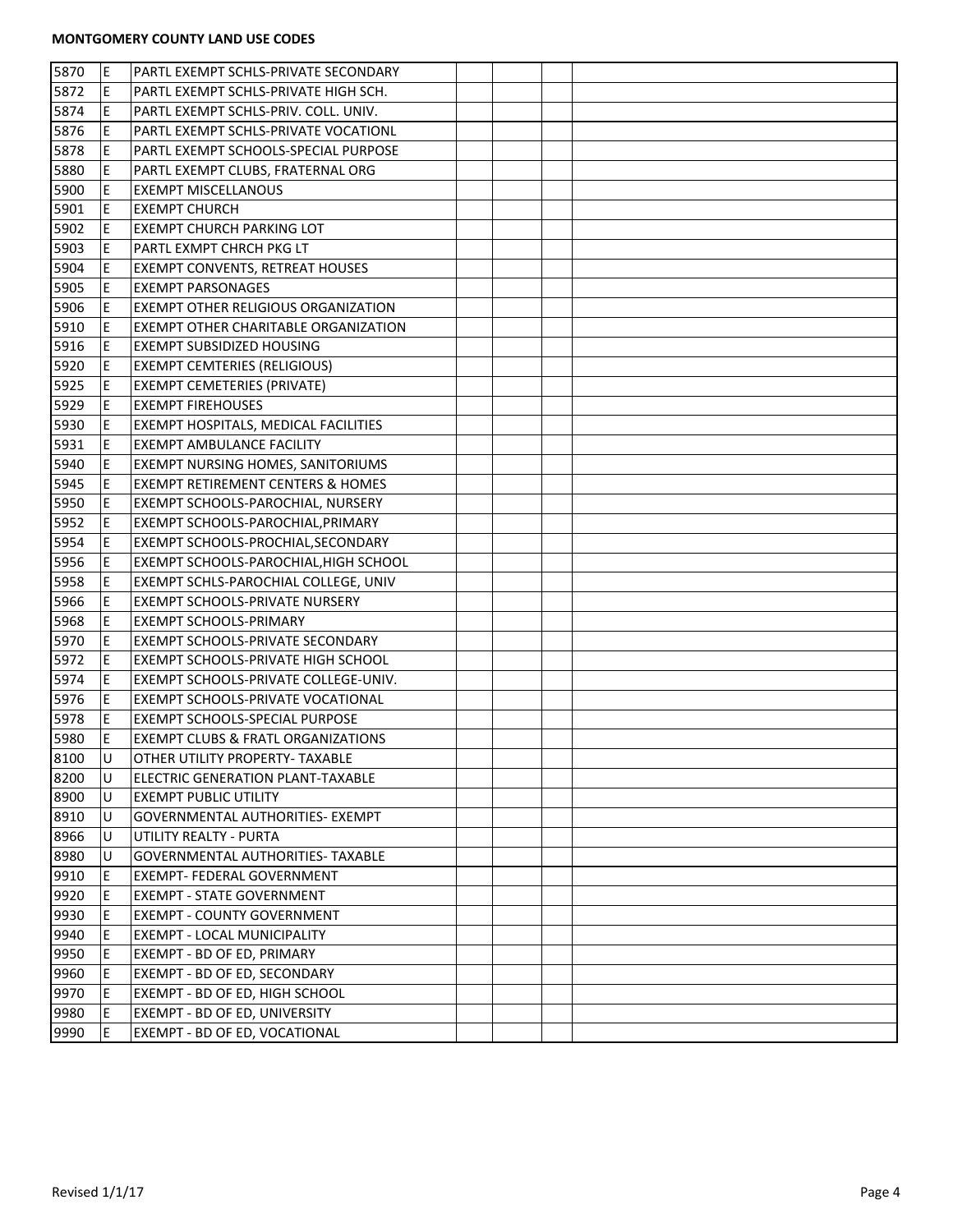**MONTGOMERY COUNTY LAND USE CODES**

| | | | | | | |
|---|---|---|---|---|---|---|
| 5870 | E | PARTL EXEMPT SCHLS-PRIVATE SECONDARY | | | | |
| 5872 | E | PARTL EXEMPT SCHLS-PRIVATE HIGH SCH. | | | | |
| 5874 | E | PARTL EXEMPT SCHLS-PRIV. COLL. UNIV. | | | | |
| 5876 | E | PARTL EXEMPT SCHLS-PRIVATE VOCATIONL | | | | |
| 5878 | E | PARTL EXEMPT SCHOOLS-SPECIAL PURPOSE | | | | |
| 5880 | E | PARTL EXEMPT CLUBS, FRATERNAL ORG | | | | |
| 5900 | E | EXEMPT MISCELLANOUS | | | | |
| 5901 | E | EXEMPT CHURCH | | | | |
| 5902 | E | EXEMPT CHURCH PARKING LOT | | | | |
| 5903 | E | PARTL EXMPT CHRCH PKG LT | | | | |
| 5904 | E | EXEMPT CONVENTS, RETREAT HOUSES | | | | |
| 5905 | E | EXEMPT PARSONAGES | | | | |
| 5906 | E | EXEMPT OTHER RELIGIOUS ORGANIZATION | | | | |
| 5910 | E | EXEMPT OTHER CHARITABLE ORGANIZATION | | | | |
| 5916 | E | EXEMPT SUBSIDIZED HOUSING | | | | |
| 5920 | E | EXEMPT CEMTERIES (RELIGIOUS) | | | | |
| 5925 | E | EXEMPT CEMETERIES (PRIVATE) | | | | |
| 5929 | E | EXEMPT FIREHOUSES | | | | |
| 5930 | E | EXEMPT HOSPITALS, MEDICAL FACILITIES | | | | |
| 5931 | E | EXEMPT AMBULANCE FACILITY | | | | |
| 5940 | E | EXEMPT NURSING HOMES, SANITORIUMS | | | | |
| 5945 | E | EXEMPT RETIREMENT CENTERS & HOMES | | | | |
| 5950 | E | EXEMPT SCHOOLS-PAROCHIAL, NURSERY | | | | |
| 5952 | E | EXEMPT SCHOOLS-PAROCHIAL,PRIMARY | | | | |
| 5954 | E | EXEMPT SCHOOLS-PROCHIAL,SECONDARY | | | | |
| 5956 | E | EXEMPT SCHOOLS-PAROCHIAL,HIGH SCHOOL | | | | |
| 5958 | E | EXEMPT SCHLS-PAROCHIAL COLLEGE, UNIV | | | | |
| 5966 | E | EXEMPT SCHOOLS-PRIVATE NURSERY | | | | |
| 5968 | E | EXEMPT SCHOOLS-PRIMARY | | | | |
| 5970 | E | EXEMPT SCHOOLS-PRIVATE SECONDARY | | | | |
| 5972 | E | EXEMPT SCHOOLS-PRIVATE HIGH SCHOOL | | | | |
| 5974 | E | EXEMPT SCHOOLS-PRIVATE COLLEGE-UNIV. | | | | |
| 5976 | E | EXEMPT SCHOOLS-PRIVATE VOCATIONAL | | | | |
| 5978 | E | EXEMPT SCHOOLS-SPECIAL PURPOSE | | | | |
| 5980 | E | EXEMPT CLUBS & FRATL ORGANIZATIONS | | | | |
| 8100 | U | OTHER UTILITY PROPERTY- TAXABLE | | | | |
| 8200 | U | ELECTRIC GENERATION PLANT-TAXABLE | | | | |
| 8900 | U | EXEMPT PUBLIC UTILITY | | | | |
| 8910 | U | GOVERNMENTAL AUTHORITIES- EXEMPT | | | | |
| 8966 | U | UTILITY REALTY - PURTA | | | | |
| 8980 | U | GOVERNMENTAL AUTHORITIES- TAXABLE | | | | |
| 9910 | E | EXEMPT- FEDERAL GOVERNMENT | | | | |
| 9920 | E | EXEMPT - STATE GOVERNMENT | | | | |
| 9930 | E | EXEMPT - COUNTY GOVERNMENT | | | | |
| 9940 | E | EXEMPT - LOCAL MUNICIPALITY | | | | |
| 9950 | E | EXEMPT - BD OF ED, PRIMARY | | | | |
| 9960 | E | EXEMPT - BD OF ED, SECONDARY | | | | |
| 9970 | E | EXEMPT - BD OF ED, HIGH SCHOOL | | | | |
| 9980 | E | EXEMPT - BD OF ED, UNIVERSITY | | | | |
| 9990 | E | EXEMPT - BD OF ED, VOCATIONAL | | | | |

Revised 1/1/17